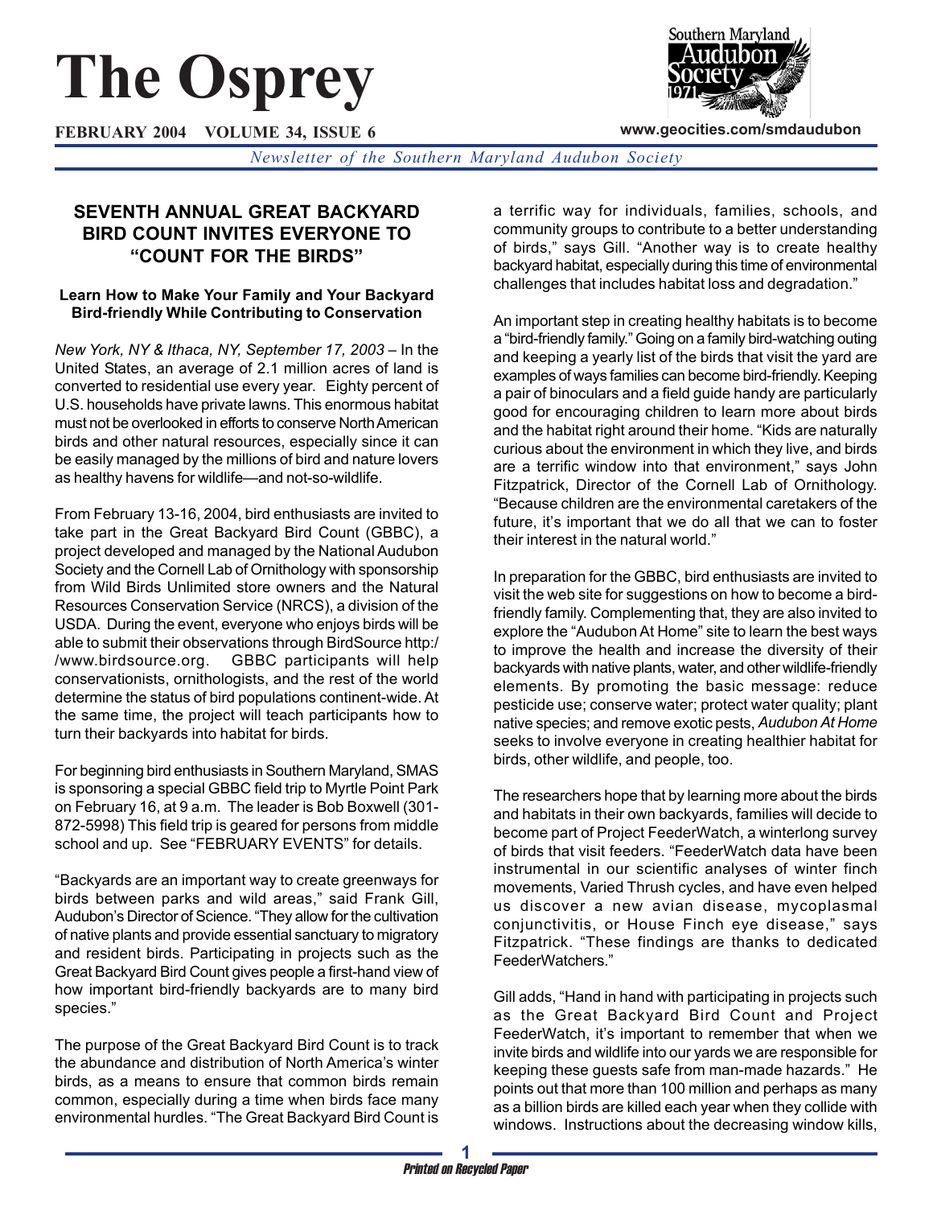# The Osprey

**FEBRUARY 2004 VOLUME 34, ISSUE 6**

**www.geocities.com/smdaudubon**

*Newsletter of the Southern Maryland Audubon Society*

## SEVENTH ANNUAL GREAT BACKYARD BIRD COUNT INVITES EVERYONE TO "COUNT FOR THE BIRDS"

### Learn How to Make Your Family and Your Backyard Bird-friendly While Contributing to Conservation

*New York, NY & Ithaca, NY, September 17, 2003* – In the United States, an average of 2.1 million acres of land is converted to residential use every year. Eighty percent of U.S. households have private lawns. This enormous habitat must not be overlooked in efforts to conserve North American birds and other natural resources, especially since it can be easily managed by the millions of bird and nature lovers as healthy havens for wildlife—and not-so-wildlife.

From February 13-16, 2004, bird enthusiasts are invited to take part in the Great Backyard Bird Count (GBBC), a project developed and managed by the National Audubon Society and the Cornell Lab of Ornithology with sponsorship from Wild Birds Unlimited store owners and the Natural Resources Conservation Service (NRCS), a division of the USDA. During the event, everyone who enjoys birds will be able to submit their observations through BirdSource http://www.birdsource.org. GBBC participants will help conservationists, ornithologists, and the rest of the world determine the status of bird populations continent-wide. At the same time, the project will teach participants how to turn their backyards into habitat for birds.

For beginning bird enthusiasts in Southern Maryland, SMAS is sponsoring a special GBBC field trip to Myrtle Point Park on February 16, at 9 a.m. The leader is Bob Boxwell (301-872-5998) This field trip is geared for persons from middle school and up. See "FEBRUARY EVENTS" for details.

"Backyards are an important way to create greenways for birds between parks and wild areas," said Frank Gill, Audubon's Director of Science. "They allow for the cultivation of native plants and provide essential sanctuary to migratory and resident birds. Participating in projects such as the Great Backyard Bird Count gives people a first-hand view of how important bird-friendly backyards are to many bird species."

The purpose of the Great Backyard Bird Count is to track the abundance and distribution of North America's winter birds, as a means to ensure that common birds remain common, especially during a time when birds face many environmental hurdles. "The Great Backyard Bird Count is a terrific way for individuals, families, schools, and community groups to contribute to a better understanding of birds," says Gill. "Another way is to create healthy backyard habitat, especially during this time of environmental challenges that includes habitat loss and degradation."

An important step in creating healthy habitats is to become a "bird-friendly family." Going on a family bird-watching outing and keeping a yearly list of the birds that visit the yard are examples of ways families can become bird-friendly. Keeping a pair of binoculars and a field guide handy are particularly good for encouraging children to learn more about birds and the habitat right around their home. "Kids are naturally curious about the environment in which they live, and birds are a terrific window into that environment," says John Fitzpatrick, Director of the Cornell Lab of Ornithology. "Because children are the environmental caretakers of the future, it's important that we do all that we can to foster their interest in the natural world."

In preparation for the GBBC, bird enthusiasts are invited to visit the web site for suggestions on how to become a bird-friendly family. Complementing that, they are also invited to explore the "Audubon At Home" site to learn the best ways to improve the health and increase the diversity of their backyards with native plants, water, and other wildlife-friendly elements. By promoting the basic message: reduce pesticide use; conserve water; protect water quality; plant native species; and remove exotic pests, *Audubon At Home* seeks to involve everyone in creating healthier habitat for birds, other wildlife, and people, too.

The researchers hope that by learning more about the birds and habitats in their own backyards, families will decide to become part of Project FeederWatch, a winterlong survey of birds that visit feeders. "FeederWatch data have been instrumental in our scientific analyses of winter finch movements, Varied Thrush cycles, and have even helped us discover a new avian disease, mycoplasmal conjunctivitis, or House Finch eye disease," says Fitzpatrick. "These findings are thanks to dedicated FeederWatchers."

Gill adds, "Hand in hand with participating in projects such as the Great Backyard Bird Count and Project FeederWatch, it's important to remember that when we invite birds and wildlife into our yards we are responsible for keeping these guests safe from man-made hazards." He points out that more than 100 million and perhaps as many as a billion birds are killed each year when they collide with windows. Instructions about the decreasing window kills,

*Printed on Recycled Paper*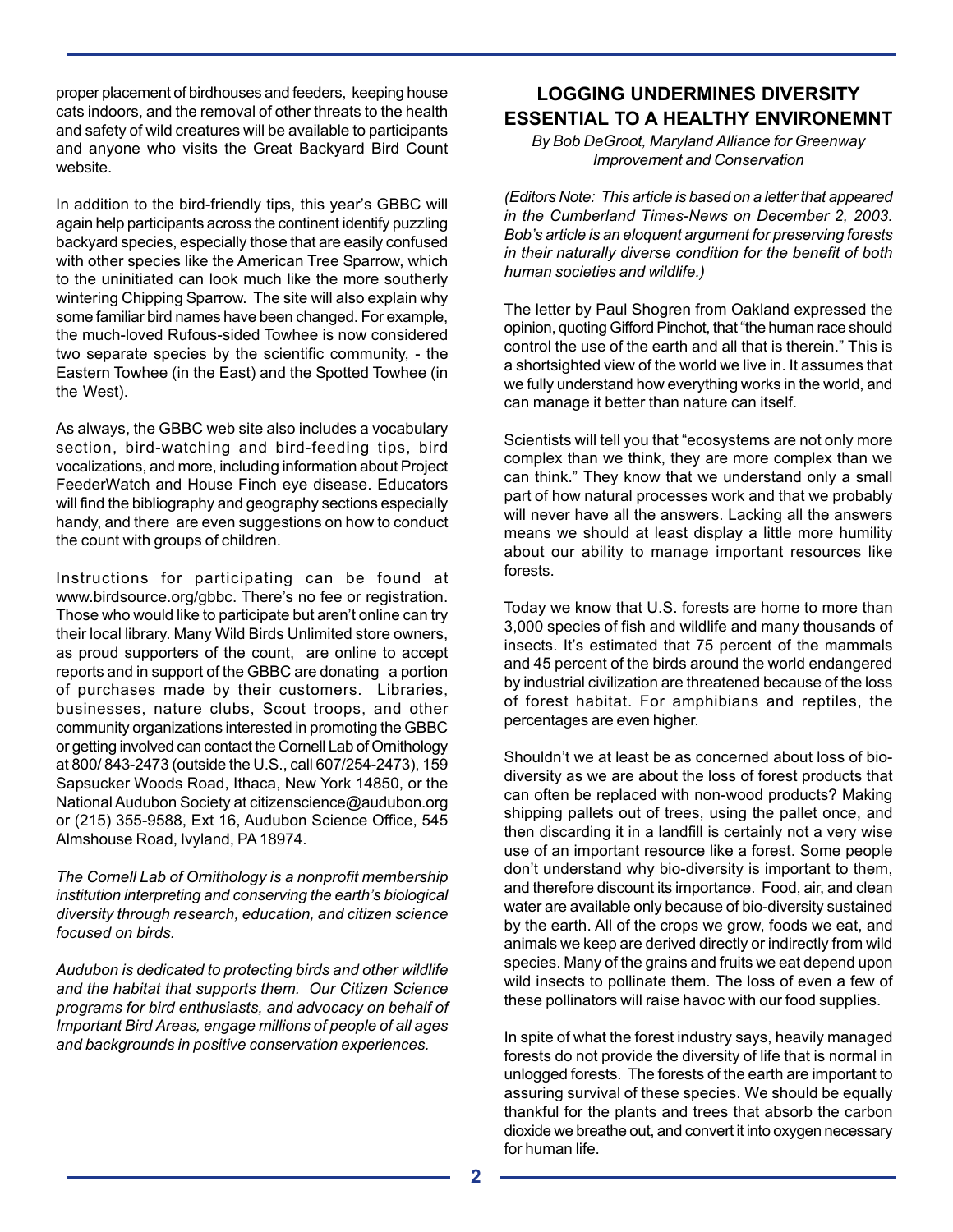proper placement of birdhouses and feeders, keeping house cats indoors, and the removal of other threats to the health and safety of wild creatures will be available to participants and anyone who visits the Great Backyard Bird Count website.

In addition to the bird-friendly tips, this year's GBBC will again help participants across the continent identify puzzling backyard species, especially those that are easily confused with other species like the American Tree Sparrow, which to the uninitiated can look much like the more southerly wintering Chipping Sparrow. The site will also explain why some familiar bird names have been changed. For example, the much-loved Rufous-sided Towhee is now considered two separate species by the scientific community, - the Eastern Towhee (in the East) and the Spotted Towhee (in the West).

As always, the GBBC web site also includes a vocabulary section, bird-watching and bird-feeding tips, bird vocalizations, and more, including information about Project FeederWatch and House Finch eye disease. Educators will find the bibliography and geography sections especially handy, and there are even suggestions on how to conduct the count with groups of children.

Instructions for participating can be found at www.birdsource.org/gbbc. There's no fee or registration. Those who would like to participate but aren't online can try their local library. Many Wild Birds Unlimited store owners, as proud supporters of the count, are online to accept reports and in support of the GBBC are donating a portion of purchases made by their customers. Libraries, businesses, nature clubs, Scout troops, and other community organizations interested in promoting the GBBC or getting involved can contact the Cornell Lab of Ornithology at 800/ 843-2473 (outside the U.S., call 607/254-2473), 159 Sapsucker Woods Road, Ithaca, New York 14850, or the National Audubon Society at citizenscience@audubon.org or (215) 355-9588, Ext 16, Audubon Science Office, 545 Almshouse Road, Ivyland, PA 18974.

*The Cornell Lab of Ornithology is a nonprofit membership institution interpreting and conserving the earth's biological diversity through research, education, and citizen science focused on birds.*

*Audubon is dedicated to protecting birds and other wildlife and the habitat that supports them. Our Citizen Science programs for bird enthusiasts, and advocacy on behalf of Important Bird Areas, engage millions of people of all ages and backgrounds in positive conservation experiences.*

## LOGGING UNDERMINES DIVERSITY ESSENTIAL TO A HEALTHY ENVIRONEMNT

*By Bob DeGroot, Maryland Alliance for Greenway Improvement and Conservation*

*(Editors Note: This article is based on a letter that appeared in the Cumberland Times-News on December 2, 2003. Bob's article is an eloquent argument for preserving forests in their naturally diverse condition for the benefit of both human societies and wildlife.)*

The letter by Paul Shogren from Oakland expressed the opinion, quoting Gifford Pinchot, that "the human race should control the use of the earth and all that is therein." This is a shortsighted view of the world we live in. It assumes that we fully understand how everything works in the world, and can manage it better than nature can itself.

Scientists will tell you that "ecosystems are not only more complex than we think, they are more complex than we can think." They know that we understand only a small part of how natural processes work and that we probably will never have all the answers. Lacking all the answers means we should at least display a little more humility about our ability to manage important resources like forests.

Today we know that U.S. forests are home to more than 3,000 species of fish and wildlife and many thousands of insects. It's estimated that 75 percent of the mammals and 45 percent of the birds around the world endangered by industrial civilization are threatened because of the loss of forest habitat. For amphibians and reptiles, the percentages are even higher.

Shouldn't we at least be as concerned about loss of bio-diversity as we are about the loss of forest products that can often be replaced with non-wood products? Making shipping pallets out of trees, using the pallet once, and then discarding it in a landfill is certainly not a very wise use of an important resource like a forest. Some people don't understand why bio-diversity is important to them, and therefore discount its importance. Food, air, and clean water are available only because of bio-diversity sustained by the earth. All of the crops we grow, foods we eat, and animals we keep are derived directly or indirectly from wild species. Many of the grains and fruits we eat depend upon wild insects to pollinate them. The loss of even a few of these pollinators will raise havoc with our food supplies.

In spite of what the forest industry says, heavily managed forests do not provide the diversity of life that is normal in unlogged forests. The forests of the earth are important to assuring survival of these species. We should be equally thankful for the plants and trees that absorb the carbon dioxide we breathe out, and convert it into oxygen necessary for human life.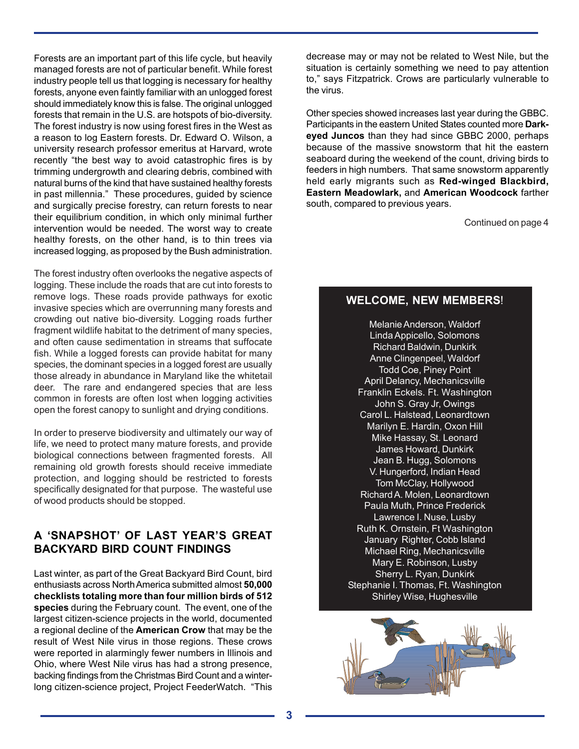Forests are an important part of this life cycle, but heavily managed forests are not of particular benefit. While forest industry people tell us that logging is necessary for healthy forests, anyone even faintly familiar with an unlogged forest should immediately know this is false. The original unlogged forests that remain in the U.S. are hotspots of bio-diversity. The forest industry is now using forest fires in the West as a reason to log Eastern forests. Dr. Edward O. Wilson, a university research professor emeritus at Harvard, wrote recently "the best way to avoid catastrophic fires is by trimming undergrowth and clearing debris, combined with natural burns of the kind that have sustained healthy forests in past millennia." These procedures, guided by science and surgically precise forestry, can return forests to near their equilibrium condition, in which only minimal further intervention would be needed. The worst way to create healthy forests, on the other hand, is to thin trees via increased logging, as proposed by the Bush administration.

The forest industry often overlooks the negative aspects of logging. These include the roads that are cut into forests to remove logs. These roads provide pathways for exotic invasive species which are overrunning many forests and crowding out native bio-diversity. Logging roads further fragment wildlife habitat to the detriment of many species, and often cause sedimentation in streams that suffocate fish. While a logged forests can provide habitat for many species, the dominant species in a logged forest are usually those already in abundance in Maryland like the whitetail deer. The rare and endangered species that are less common in forests are often lost when logging activities open the forest canopy to sunlight and drying conditions.

In order to preserve biodiversity and ultimately our way of life, we need to protect many mature forests, and provide biological connections between fragmented forests. All remaining old growth forests should receive immediate protection, and logging should be restricted to forests specifically designated for that purpose. The wasteful use of wood products should be stopped.

## A 'SNAPSHOT' OF LAST YEAR'S GREAT BACKYARD BIRD COUNT FINDINGS

Last winter, as part of the Great Backyard Bird Count, bird enthusiasts across North America submitted almost **50,000 checklists totaling more than four million birds of 512 species** during the February count. The event, one of the largest citizen-science projects in the world, documented a regional decline of the **American Crow** that may be the result of West Nile virus in those regions. These crows were reported in alarmingly fewer numbers in Illinois and Ohio, where West Nile virus has had a strong presence, backing findings from the Christmas Bird Count and a winter-long citizen-science project, Project FeederWatch. "This decrease may or may not be related to West Nile, but the situation is certainly something we need to pay attention to," says Fitzpatrick. Crows are particularly vulnerable to the virus.

Other species showed increases last year during the GBBC. Participants in the eastern United States counted more **Dark-eyed Juncos** than they had since GBBC 2000, perhaps because of the massive snowstorm that hit the eastern seaboard during the weekend of the count, driving birds to feeders in high numbers. That same snowstorm apparently held early migrants such as **Red-winged Blackbird, Eastern Meadowlark,** and **American Woodcock** farther south, compared to previous years.

Continued on page 4

### WELCOME, NEW MEMBERS!

Melanie Anderson, Waldorf
Linda Appicello, Solomons
Richard Baldwin, Dunkirk
Anne Clingenpeel, Waldorf
Todd Coe, Piney Point
April Delancy, Mechanicsville
Franklin Eckels. Ft. Washington
John S. Gray Jr, Owings
Carol L. Halstead, Leonardtown
Marilyn E. Hardin, Oxon Hill
Mike Hassay, St. Leonard
James Howard, Dunkirk
Jean B. Hugg, Solomons
V. Hungerford, Indian Head
Tom McClay, Hollywood
Richard A. Molen, Leonardtown
Paula Muth, Prince Frederick
Lawrence I. Nuse, Lusby
Ruth K. Ornstein, Ft Washington
January Righter, Cobb Island
Michael Ring, Mechanicsville
Mary E. Robinson, Lusby
Sherry L. Ryan, Dunkirk
Stephanie I. Thomas, Ft. Washington
Shirley Wise, Hughesville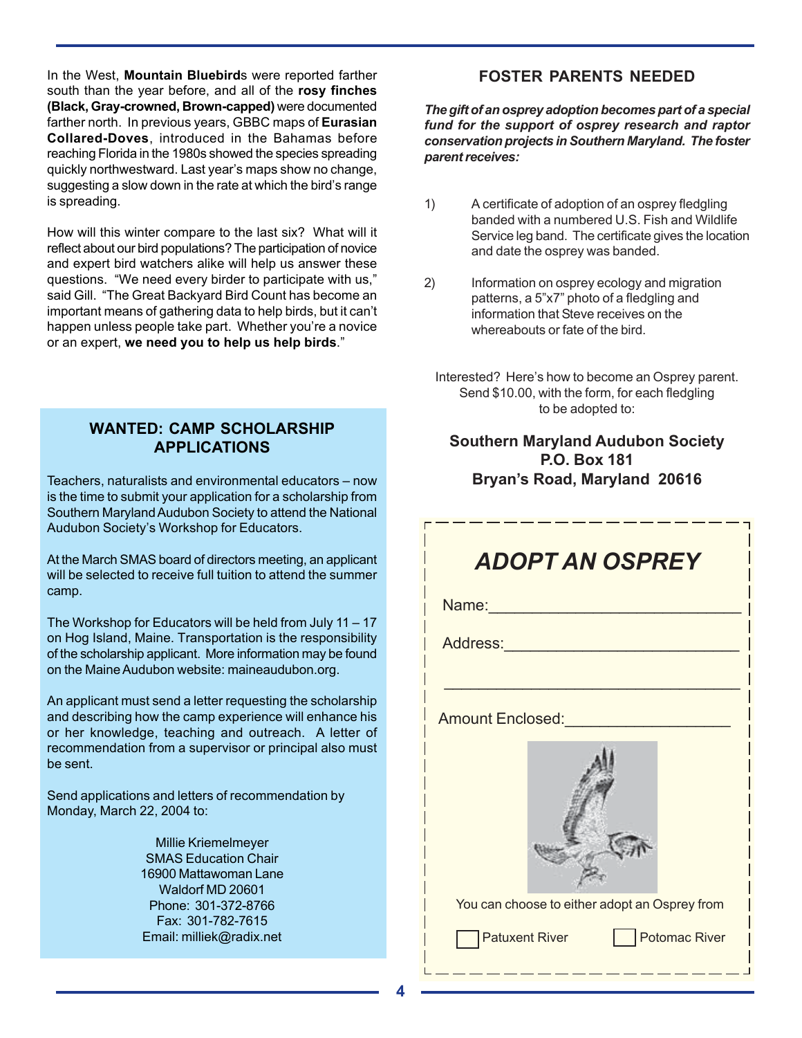In the West, **Mountain Bluebird**s were reported farther south than the year before, and all of the **rosy finches (Black, Gray-crowned, Brown-capped)** were documented farther north. In previous years, GBBC maps of **Eurasian Collared-Doves**, introduced in the Bahamas before reaching Florida in the 1980s showed the species spreading quickly northwestward. Last year's maps show no change, suggesting a slow down in the rate at which the bird's range is spreading.

How will this winter compare to the last six? What will it reflect about our bird populations? The participation of novice and expert bird watchers alike will help us answer these questions. "We need every birder to participate with us," said Gill. "The Great Backyard Bird Count has become an important means of gathering data to help birds, but it can't happen unless people take part. Whether you're a novice or an expert, **we need you to help us help birds**."

## WANTED: CAMP SCHOLARSHIP APPLICATIONS

Teachers, naturalists and environmental educators – now is the time to submit your application for a scholarship from Southern Maryland Audubon Society to attend the National Audubon Society's Workshop for Educators.

At the March SMAS board of directors meeting, an applicant will be selected to receive full tuition to attend the summer camp.

The Workshop for Educators will be held from July 11 – 17 on Hog Island, Maine. Transportation is the responsibility of the scholarship applicant. More information may be found on the Maine Audubon website: maineaudubon.org.

An applicant must send a letter requesting the scholarship and describing how the camp experience will enhance his or her knowledge, teaching and outreach. A letter of recommendation from a supervisor or principal also must be sent.

Send applications and letters of recommendation by Monday, March 22, 2004 to:

Millie Kriemelmeyer
SMAS Education Chair
16900 Mattawoman Lane
Waldorf MD 20601
Phone: 301-372-8766
Fax: 301-782-7615
Email: milliek@radix.net

## FOSTER PARENTS NEEDED

***The gift of an osprey adoption becomes part of a special fund for the support of osprey research and raptor conservation projects in Southern Maryland. The foster parent receives:***

1) A certificate of adoption of an osprey fledgling banded with a numbered U.S. Fish and Wildlife Service leg band. The certificate gives the location and date the osprey was banded.

2) Information on osprey ecology and migration patterns, a 5"x7" photo of a fledgling and information that Steve receives on the whereabouts or fate of the bird.

Interested? Here's how to become an Osprey parent. Send $10.00, with the form, for each fledgling to be adopted to:

**Southern Maryland Audubon Society**
**P.O. Box 181**
**Bryan's Road, Maryland 20616**

## *ADOPT AN OSPREY*

Name:____________________________

Address:__________________________

__________________________________

Amount Enclosed:__________________

You can choose to either adopt an Osprey from

☐ Patuxent River ☐ Potomac River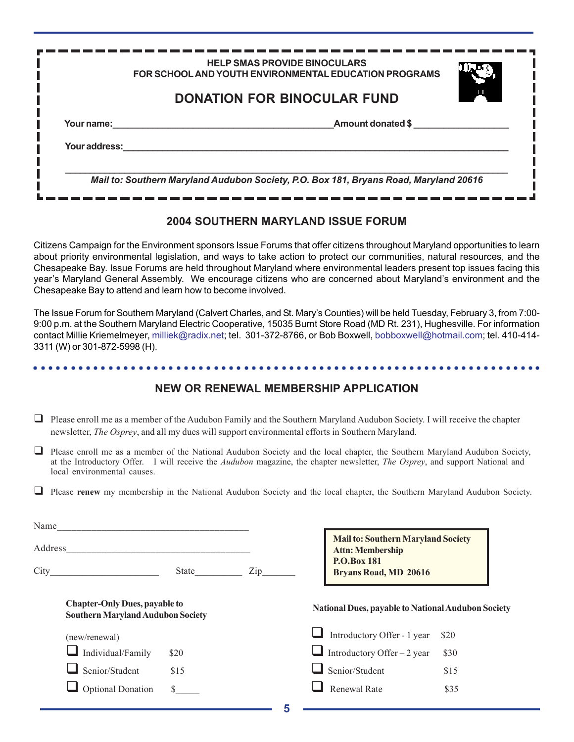**HELP SMAS PROVIDE BINOCULARS**
**FOR SCHOOL AND YOUTH ENVIRONMENTAL EDUCATION PROGRAMS**

## DONATION FOR BINOCULAR FUND

**Your name:**\_\_\_\_\_\_\_\_\_\_\_\_\_\_\_\_\_\_\_\_\_\_\_\_\_\_\_\_\_\_\_\_\_\_\_\_\_\_\_\_ **Amount donated $** \_\_\_\_\_\_\_\_\_\_\_\_\_\_\_\_

**Your address:**\_\_\_\_\_\_\_\_\_\_\_\_\_\_\_\_\_\_\_\_\_\_\_\_\_\_\_\_\_\_\_\_\_\_\_\_\_\_\_\_\_\_\_\_\_\_\_\_\_\_\_\_\_\_\_\_\_\_\_\_\_\_\_\_\_\_

\_\_\_\_\_\_\_\_\_\_\_\_\_\_\_\_\_\_\_\_\_\_\_\_\_\_\_\_\_\_\_\_\_\_\_\_\_\_\_\_\_\_\_\_\_\_\_\_\_\_\_\_\_\_\_\_\_\_\_\_\_\_\_\_\_\_\_\_\_\_\_\_\_\_\_\_\_\_

***Mail to: Southern Maryland Audubon Society, P.O. Box 181, Bryans Road, Maryland 20616***

## 2004 SOUTHERN MARYLAND ISSUE FORUM

Citizens Campaign for the Environment sponsors Issue Forums that offer citizens throughout Maryland opportunities to learn about priority environmental legislation, and ways to take action to protect our communities, natural resources, and the Chesapeake Bay. Issue Forums are held throughout Maryland where environmental leaders present top issues facing this year's Maryland General Assembly. We encourage citizens who are concerned about Maryland's environment and the Chesapeake Bay to attend and learn how to become involved.

The Issue Forum for Southern Maryland (Calvert Charles, and St. Mary's Counties) will be held Tuesday, February 3, from 7:00-9:00 p.m. at the Southern Maryland Electric Cooperative, 15035 Burnt Store Road (MD Rt. 231), Hughesville. For information contact Millie Kriemelmeyer, milliek@radix.net; tel. 301-372-8766, or Bob Boxwell, bobboxwell@hotmail.com; tel. 410-414-3311 (W) or 301-872-5998 (H).

## NEW OR RENEWAL MEMBERSHIP APPLICATION

- ☐ Please enroll me as a member of the Audubon Family and the Southern Maryland Audubon Society. I will receive the chapter newsletter, *The Osprey*, and all my dues will support environmental efforts in Southern Maryland.
- ☐ Please enroll me as a member of the National Audubon Society and the local chapter, the Southern Maryland Audubon Society, at the Introductory Offer. I will receive the *Audubon* magazine, the chapter newsletter, *The Osprey*, and support National and local environmental causes.
- ☐ Please **renew** my membership in the National Audubon Society and the local chapter, the Southern Maryland Audubon Society.

Name\_\_\_\_\_\_\_\_\_\_\_\_\_\_\_\_\_\_\_\_\_\_\_\_\_\_\_\_\_\_\_\_\_\_\_\_\_\_\_

Address\_\_\_\_\_\_\_\_\_\_\_\_\_\_\_\_\_\_\_\_\_\_\_\_\_\_\_\_\_\_\_\_\_\_\_\_\_

City\_\_\_\_\_\_\_\_\_\_\_\_\_\_\_\_\_\_\_\_\_\_ State\_\_\_\_\_\_\_\_\_\_ Zip\_\_\_\_\_\_\_

**Mail to: Southern Maryland Society**
**Attn: Membership**
**P.O.Box 181**
**Bryans Road, MD 20616**

**Chapter-Only Dues, payable to Southern Maryland Audubon Society**

(new/renewal)

- ☐ Individual/Family $20
- ☐ Senior/Student $15
- ☐ Optional Donation $\_\_\_\_\_

**National Dues, payable to National Audubon Society**

- ☐ Introductory Offer - 1 year $20
- ☐ Introductory Offer – 2 year $30
- ☐ Senior/Student $15
- ☐ Renewal Rate $35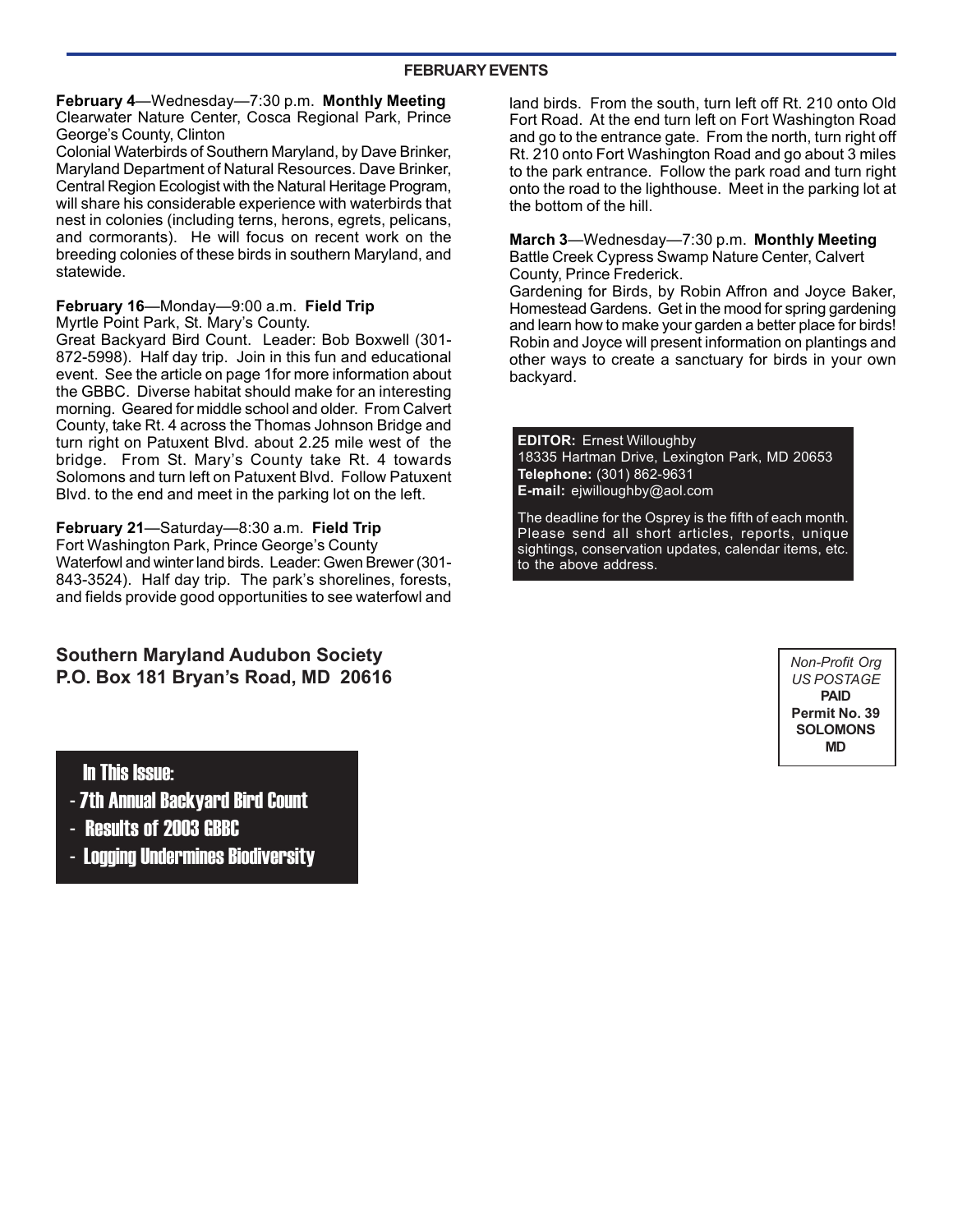## FEBRUARY EVENTS

**February 4**—Wednesday—7:30 p.m. **Monthly Meeting**
Clearwater Nature Center, Cosca Regional Park, Prince George's County, Clinton
Colonial Waterbirds of Southern Maryland, by Dave Brinker, Maryland Department of Natural Resources. Dave Brinker, Central Region Ecologist with the Natural Heritage Program, will share his considerable experience with waterbirds that nest in colonies (including terns, herons, egrets, pelicans, and cormorants). He will focus on recent work on the breeding colonies of these birds in southern Maryland, and statewide.

**February 16**—Monday—9:00 a.m. **Field Trip**
Myrtle Point Park, St. Mary's County.
Great Backyard Bird Count. Leader: Bob Boxwell (301-872-5998). Half day trip. Join in this fun and educational event. See the article on page 1for more information about the GBBC. Diverse habitat should make for an interesting morning. Geared for middle school and older. From Calvert County, take Rt. 4 across the Thomas Johnson Bridge and turn right on Patuxent Blvd. about 2.25 mile west of the bridge. From St. Mary's County take Rt. 4 towards Solomons and turn left on Patuxent Blvd. Follow Patuxent Blvd. to the end and meet in the parking lot on the left.

**February 21**—Saturday—8:30 a.m. **Field Trip**
Fort Washington Park, Prince George's County
Waterfowl and winter land birds. Leader: Gwen Brewer (301-843-3524). Half day trip. The park's shorelines, forests, and fields provide good opportunities to see waterfowl and land birds. From the south, turn left off Rt. 210 onto Old Fort Road. At the end turn left on Fort Washington Road and go to the entrance gate. From the north, turn right off Rt. 210 onto Fort Washington Road and go about 3 miles to the park entrance. Follow the park road and turn right onto the road to the lighthouse. Meet in the parking lot at the bottom of the hill.

**March 3**—Wednesday—7:30 p.m. **Monthly Meeting**
Battle Creek Cypress Swamp Nature Center, Calvert County, Prince Frederick.
Gardening for Birds, by Robin Affron and Joyce Baker, Homestead Gardens. Get in the mood for spring gardening and learn how to make your garden a better place for birds! Robin and Joyce will present information on plantings and other ways to create a sanctuary for birds in your own backyard.

**EDITOR:** Ernest Willoughby
18335 Hartman Drive, Lexington Park, MD 20653
**Telephone:** (301) 862-9631
**E-mail:** ejwilloughby@aol.com

The deadline for the Osprey is the fifth of each month. Please send all short articles, reports, unique sightings, conservation updates, calendar items, etc. to the above address.

**Southern Maryland Audubon Society**
**P.O. Box 181 Bryan's Road, MD 20616**

*Non-Profit Org*
*US POSTAGE*
**PAID**
**Permit No. 39**
**SOLOMONS**
**MD**

**In This Issue:**
- 7th Annual Backyard Bird Count
- Results of 2003 GBBC
- Logging Undermines Biodiversity